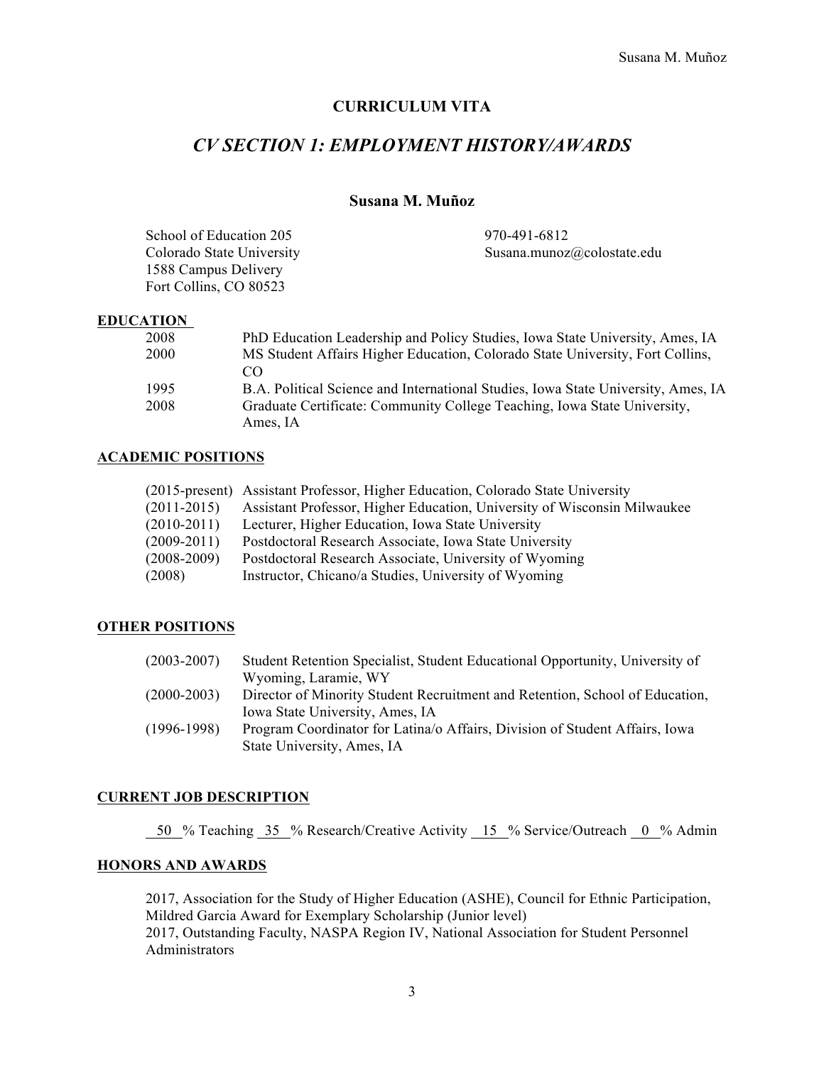# CURRICULUM VITA

## *CV SECTION 1: EMPLOYMENT HISTORY/AWARDS*

### Susana M. Muñoz

School of Education 205
Colorado State University
1588 Campus Delivery
Fort Collins, CO 80523

970-491-6812
Susana.munoz@colostate.edu

**EDUCATION**

| | |
|---|---|
| 2008 | PhD Education Leadership and Policy Studies, Iowa State University, Ames, IA |
| 2000 | MS Student Affairs Higher Education, Colorado State University, Fort Collins, CO |
| 1995 | B.A. Political Science and International Studies, Iowa State University, Ames, IA |
| 2008 | Graduate Certificate: Community College Teaching, Iowa State University, Ames, IA |

**ACADEMIC POSITIONS**

| | |
|---|---|
| (2015-present) | Assistant Professor, Higher Education, Colorado State University |
| (2011-2015) | Assistant Professor, Higher Education, University of Wisconsin Milwaukee |
| (2010-2011) | Lecturer, Higher Education, Iowa State University |
| (2009-2011) | Postdoctoral Research Associate, Iowa State University |
| (2008-2009) | Postdoctoral Research Associate, University of Wyoming |
| (2008) | Instructor, Chicano/a Studies, University of Wyoming |

**OTHER POSITIONS**

| | |
|---|---|
| (2003-2007) | Student Retention Specialist, Student Educational Opportunity, University of Wyoming, Laramie, WY |
| (2000-2003) | Director of Minority Student Recruitment and Retention, School of Education, Iowa State University, Ames, IA |
| (1996-1998) | Program Coordinator for Latina/o Affairs, Division of Student Affairs, Iowa State University, Ames, IA |

**CURRENT JOB DESCRIPTION**

50 % Teaching 35 % Research/Creative Activity 15 % Service/Outreach 0 % Admin

**HONORS AND AWARDS**

2017, Association for the Study of Higher Education (ASHE), Council for Ethnic Participation, Mildred Garcia Award for Exemplary Scholarship (Junior level)
2017, Outstanding Faculty, NASPA Region IV, National Association for Student Personnel Administrators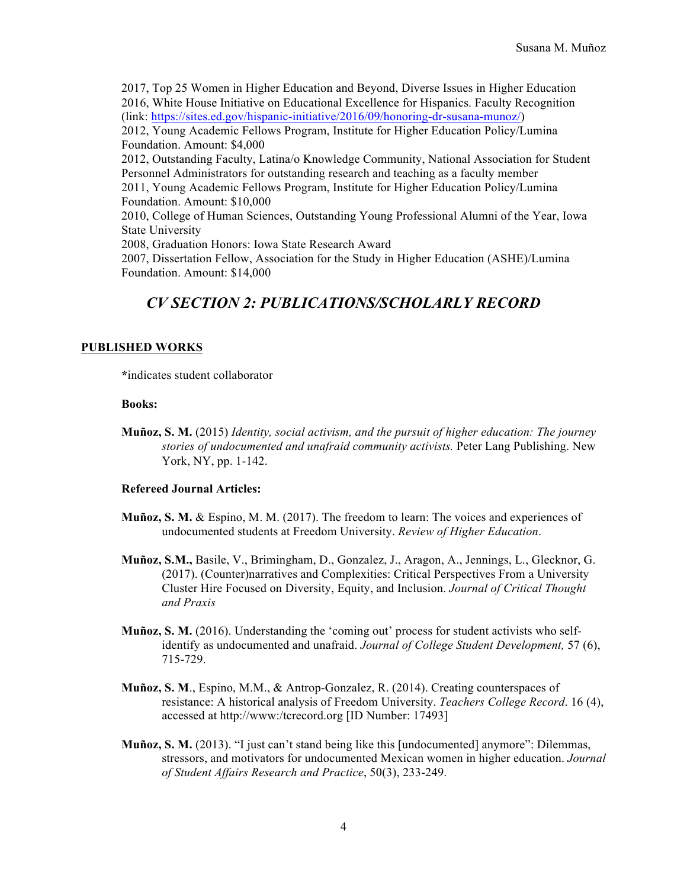2017, Top 25 Women in Higher Education and Beyond, Diverse Issues in Higher Education
2016, White House Initiative on Educational Excellence for Hispanics. Faculty Recognition (link: https://sites.ed.gov/hispanic-initiative/2016/09/honoring-dr-susana-munoz/)
2012, Young Academic Fellows Program, Institute for Higher Education Policy/Lumina Foundation. Amount: $4,000
2012, Outstanding Faculty, Latina/o Knowledge Community, National Association for Student Personnel Administrators for outstanding research and teaching as a faculty member
2011, Young Academic Fellows Program, Institute for Higher Education Policy/Lumina Foundation. Amount: $10,000
2010, College of Human Sciences, Outstanding Young Professional Alumni of the Year, Iowa State University
2008, Graduation Honors: Iowa State Research Award
2007, Dissertation Fellow, Association for the Study in Higher Education (ASHE)/Lumina Foundation. Amount: $14,000

## *CV SECTION 2: PUBLICATIONS/SCHOLARLY RECORD*

### PUBLISHED WORKS

*indicates student collaborator

**Books:**

**Muñoz, S. M.** (2015) *Identity, social activism, and the pursuit of higher education: The journey stories of undocumented and unafraid community activists.* Peter Lang Publishing. New York, NY, pp. 1-142.

**Refereed Journal Articles:**

**Muñoz, S. M.** & Espino, M. M. (2017). The freedom to learn: The voices and experiences of undocumented students at Freedom University. *Review of Higher Education*.

**Muñoz, S.M.,** Basile, V., Brimingham, D., Gonzalez, J., Aragon, A., Jennings, L., Glecknor, G. (2017). (Counter)narratives and Complexities: Critical Perspectives From a University Cluster Hire Focused on Diversity, Equity, and Inclusion. *Journal of Critical Thought and Praxis*

**Muñoz, S. M.** (2016). Understanding the 'coming out' process for student activists who self-identify as undocumented and unafraid. *Journal of College Student Development,* 57 (6), 715-729.

**Muñoz, S. M**., Espino, M.M., & Antrop-Gonzalez, R. (2014). Creating counterspaces of resistance: A historical analysis of Freedom University. *Teachers College Record*. 16 (4), accessed at http://www:/tcrecord.org [ID Number: 17493]

**Muñoz, S. M.** (2013). "I just can't stand being like this [undocumented] anymore": Dilemmas, stressors, and motivators for undocumented Mexican women in higher education. *Journal of Student Affairs Research and Practice*, 50(3), 233-249.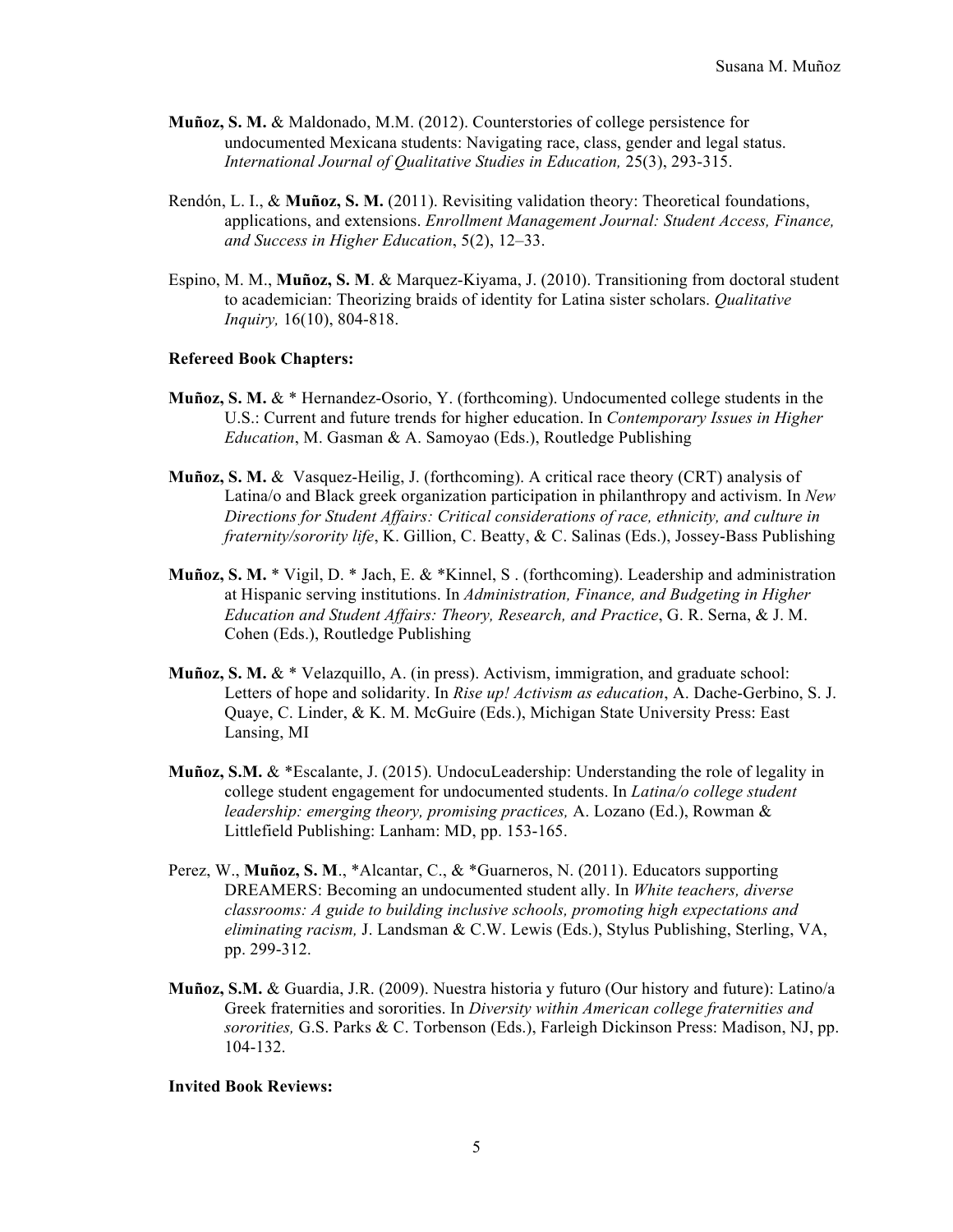**Muñoz, S. M.** & Maldonado, M.M. (2012). Counterstories of college persistence for undocumented Mexicana students: Navigating race, class, gender and legal status. *International Journal of Qualitative Studies in Education,* 25(3), 293-315.

Rendón, L. I., & **Muñoz, S. M.** (2011). Revisiting validation theory: Theoretical foundations, applications, and extensions. *Enrollment Management Journal: Student Access, Finance, and Success in Higher Education*, 5(2), 12–33.

Espino, M. M., **Muñoz, S. M**. & Marquez-Kiyama, J. (2010). Transitioning from doctoral student to academician: Theorizing braids of identity for Latina sister scholars. *Qualitative Inquiry,* 16(10), 804-818.

**Refereed Book Chapters:**

**Muñoz, S. M.** & * Hernandez-Osorio, Y. (forthcoming). Undocumented college students in the U.S.: Current and future trends for higher education. In *Contemporary Issues in Higher Education*, M. Gasman & A. Samoyao (Eds.), Routledge Publishing

**Muñoz, S. M.** & Vasquez-Heilig, J. (forthcoming). A critical race theory (CRT) analysis of Latina/o and Black greek organization participation in philanthropy and activism. In *New Directions for Student Affairs: Critical considerations of race, ethnicity, and culture in fraternity/sorority life*, K. Gillion, C. Beatty, & C. Salinas (Eds.), Jossey-Bass Publishing

**Muñoz, S. M.** * Vigil, D. * Jach, E. & *Kinnel, S . (forthcoming). Leadership and administration at Hispanic serving institutions. In *Administration, Finance, and Budgeting in Higher Education and Student Affairs: Theory, Research, and Practice*, G. R. Serna, & J. M. Cohen (Eds.), Routledge Publishing

**Muñoz, S. M.** & * Velazquillo, A. (in press). Activism, immigration, and graduate school: Letters of hope and solidarity. In *Rise up! Activism as education*, A. Dache-Gerbino, S. J. Quaye, C. Linder, & K. M. McGuire (Eds.), Michigan State University Press: East Lansing, MI

**Muñoz, S.M.** & *Escalante, J. (2015). UndocuLeadership: Understanding the role of legality in college student engagement for undocumented students. In *Latina/o college student leadership: emerging theory, promising practices,* A. Lozano (Ed.), Rowman & Littlefield Publishing: Lanham: MD, pp. 153-165.

Perez, W., **Muñoz, S. M**., *Alcantar, C., & *Guarneros, N. (2011). Educators supporting DREAMERS: Becoming an undocumented student ally. In *White teachers, diverse classrooms: A guide to building inclusive schools, promoting high expectations and eliminating racism,* J. Landsman & C.W. Lewis (Eds.), Stylus Publishing, Sterling, VA, pp. 299-312.

**Muñoz, S.M.** & Guardia, J.R. (2009). Nuestra historia y futuro (Our history and future): Latino/a Greek fraternities and sororities. In *Diversity within American college fraternities and sororities,* G.S. Parks & C. Torbenson (Eds.), Farleigh Dickinson Press: Madison, NJ, pp. 104-132.

**Invited Book Reviews:**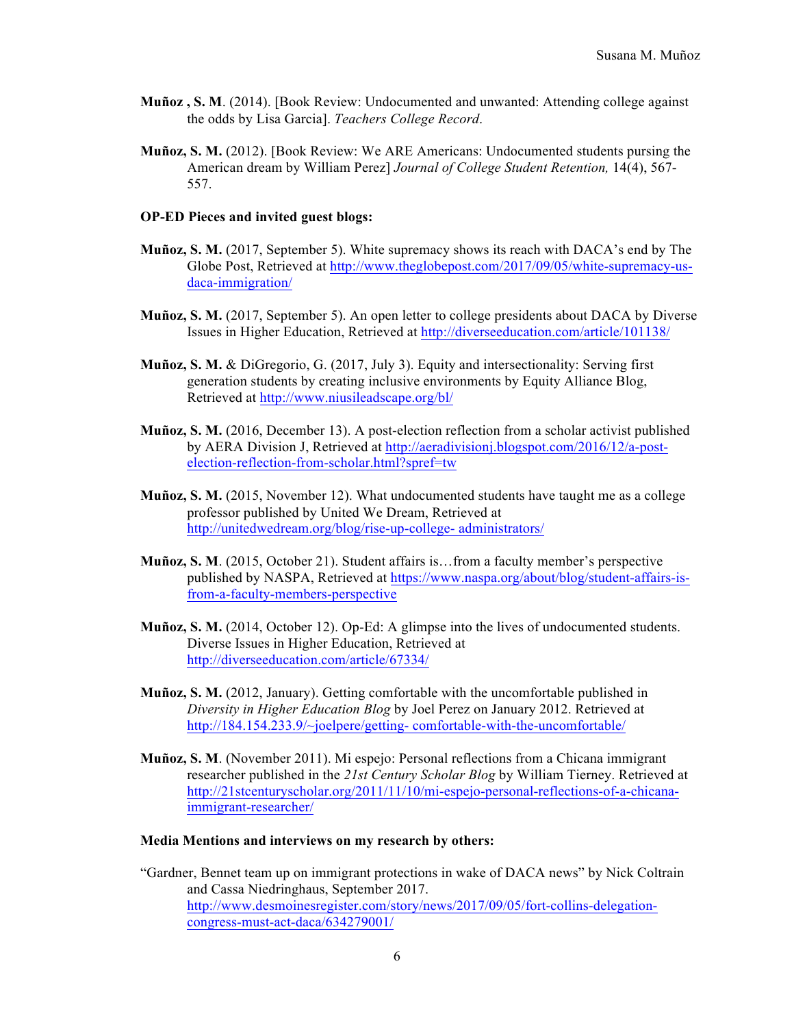**Muñoz , S. M**. (2014). [Book Review: Undocumented and unwanted: Attending college against the odds by Lisa Garcia]. *Teachers College Record*.

**Muñoz, S. M.** (2012). [Book Review: We ARE Americans: Undocumented students pursing the American dream by William Perez] *Journal of College Student Retention,* 14(4), 567-557.

**OP-ED Pieces and invited guest blogs:**

**Muñoz, S. M.** (2017, September 5). White supremacy shows its reach with DACA's end by The Globe Post, Retrieved at http://www.theglobepost.com/2017/09/05/white-supremacy-us-daca-immigration/

**Muñoz, S. M.** (2017, September 5). An open letter to college presidents about DACA by Diverse Issues in Higher Education, Retrieved at http://diverseeducation.com/article/101138/

**Muñoz, S. M.** & DiGregorio, G. (2017, July 3). Equity and intersectionality: Serving first generation students by creating inclusive environments by Equity Alliance Blog, Retrieved at http://www.niusileadscape.org/bl/

**Muñoz, S. M.** (2016, December 13). A post-election reflection from a scholar activist published by AERA Division J, Retrieved at http://aeradivisionj.blogspot.com/2016/12/a-post-election-reflection-from-scholar.html?spref=tw

**Muñoz, S. M.** (2015, November 12). What undocumented students have taught me as a college professor published by United We Dream, Retrieved at http://unitedwedream.org/blog/rise-up-college- administrators/

**Muñoz, S. M**. (2015, October 21). Student affairs is…from a faculty member's perspective published by NASPA, Retrieved at https://www.naspa.org/about/blog/student-affairs-is-from-a-faculty-members-perspective

**Muñoz, S. M.** (2014, October 12). Op-Ed: A glimpse into the lives of undocumented students. Diverse Issues in Higher Education, Retrieved at http://diverseeducation.com/article/67334/

**Muñoz, S. M.** (2012, January). Getting comfortable with the uncomfortable published in *Diversity in Higher Education Blog* by Joel Perez on January 2012. Retrieved at http://184.154.233.9/~joelpere/getting- comfortable-with-the-uncomfortable/

**Muñoz, S. M**. (November 2011). Mi espejo: Personal reflections from a Chicana immigrant researcher published in the *21st Century Scholar Blog* by William Tierney. Retrieved at http://21stcenturyscholar.org/2011/11/10/mi-espejo-personal-reflections-of-a-chicana-immigrant-researcher/

**Media Mentions and interviews on my research by others:**

"Gardner, Bennet team up on immigrant protections in wake of DACA news" by Nick Coltrain and Cassa Niedringhaus, September 2017. http://www.desmoinesregister.com/story/news/2017/09/05/fort-collins-delegation-congress-must-act-daca/634279001/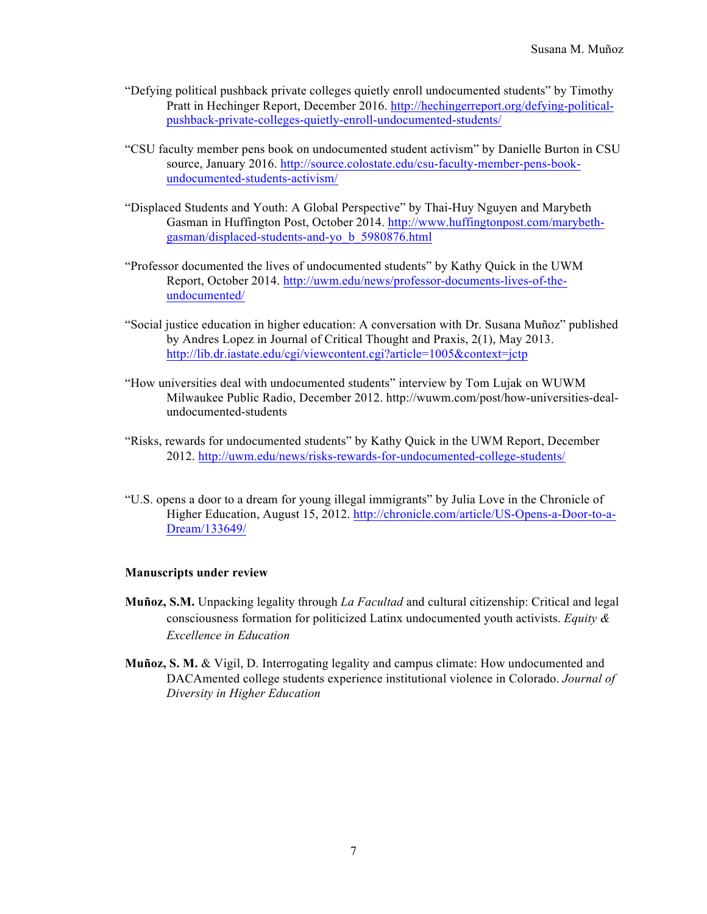"Defying political pushback private colleges quietly enroll undocumented students" by Timothy Pratt in Hechinger Report, December 2016. http://hechingerreport.org/defying-political-pushback-private-colleges-quietly-enroll-undocumented-students/

"CSU faculty member pens book on undocumented student activism" by Danielle Burton in CSU source, January 2016. http://source.colostate.edu/csu-faculty-member-pens-book-undocumented-students-activism/

"Displaced Students and Youth: A Global Perspective" by Thai-Huy Nguyen and Marybeth Gasman in Huffington Post, October 2014. http://www.huffingtonpost.com/marybeth-gasman/displaced-students-and-yo_b_5980876.html

"Professor documented the lives of undocumented students" by Kathy Quick in the UWM Report, October 2014. http://uwm.edu/news/professor-documents-lives-of-the-undocumented/

"Social justice education in higher education: A conversation with Dr. Susana Muñoz" published by Andres Lopez in Journal of Critical Thought and Praxis, 2(1), May 2013. http://lib.dr.iastate.edu/cgi/viewcontent.cgi?article=1005&context=jctp

"How universities deal with undocumented students" interview by Tom Lujak on WUWM Milwaukee Public Radio, December 2012. http://wuwm.com/post/how-universities-deal-undocumented-students

"Risks, rewards for undocumented students" by Kathy Quick in the UWM Report, December 2012. http://uwm.edu/news/risks-rewards-for-undocumented-college-students/

"U.S. opens a door to a dream for young illegal immigrants" by Julia Love in the Chronicle of Higher Education, August 15, 2012. http://chronicle.com/article/US-Opens-a-Door-to-a-Dream/133649/

**Manuscripts under review**

**Muñoz, S.M.** Unpacking legality through *La Facultad* and cultural citizenship: Critical and legal consciousness formation for politicized Latinx undocumented youth activists. *Equity & Excellence in Education*

**Muñoz, S. M.** & Vigil, D. Interrogating legality and campus climate: How undocumented and DACAmented college students experience institutional violence in Colorado. *Journal of Diversity in Higher Education*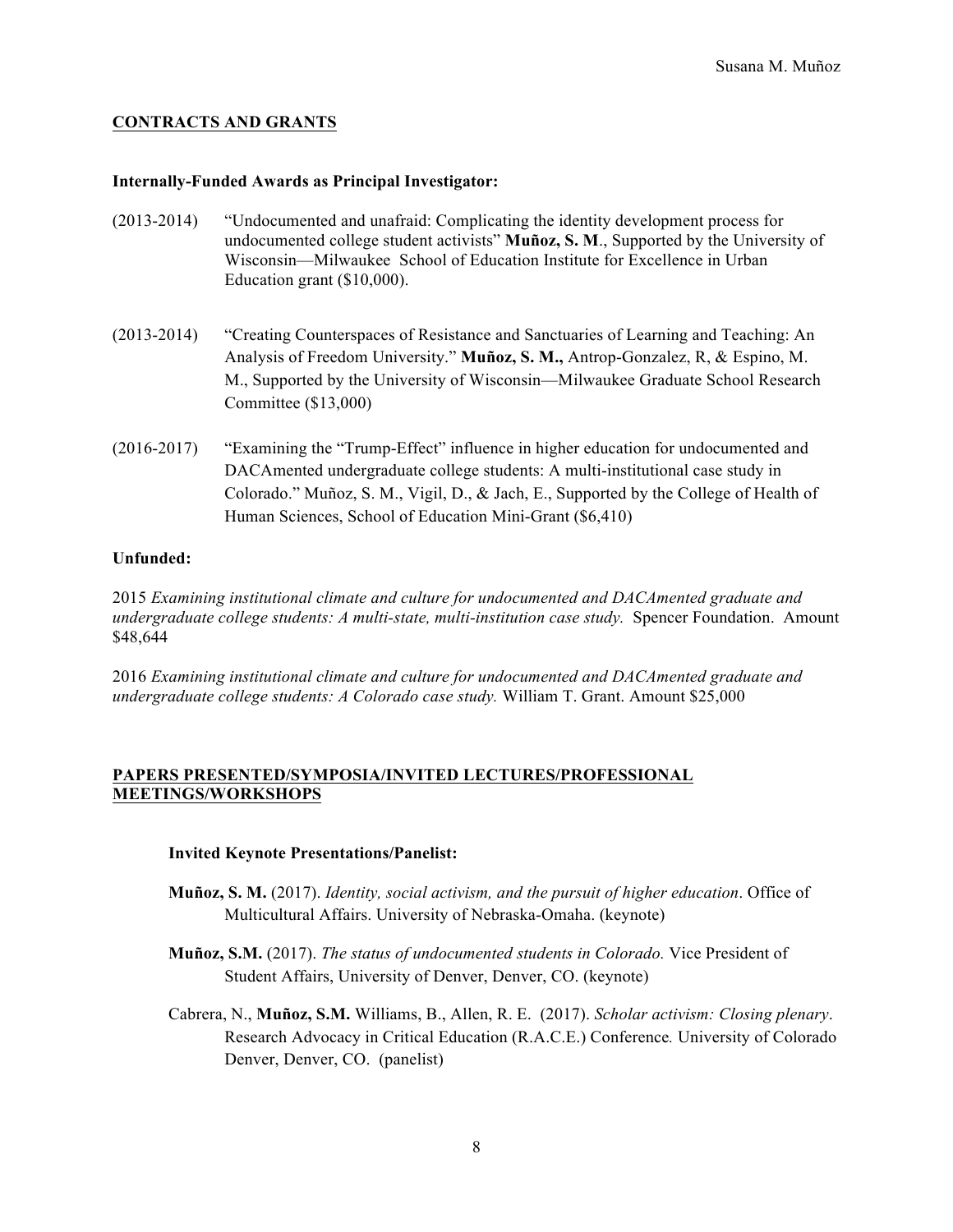## CONTRACTS AND GRANTS

**Internally-Funded Awards as Principal Investigator:**

(2013-2014) "Undocumented and unafraid: Complicating the identity development process for undocumented college student activists" **Muñoz, S. M**., Supported by the University of Wisconsin—Milwaukee School of Education Institute for Excellence in Urban Education grant ($10,000).

(2013-2014) "Creating Counterspaces of Resistance and Sanctuaries of Learning and Teaching: An Analysis of Freedom University." **Muñoz, S. M.,** Antrop-Gonzalez, R, & Espino, M. M., Supported by the University of Wisconsin—Milwaukee Graduate School Research Committee ($13,000)

(2016-2017) "Examining the "Trump-Effect" influence in higher education for undocumented and DACAmented undergraduate college students: A multi-institutional case study in Colorado." Muñoz, S. M., Vigil, D., & Jach, E., Supported by the College of Health of Human Sciences, School of Education Mini-Grant ($6,410)

**Unfunded:**

2015 *Examining institutional climate and culture for undocumented and DACAmented graduate and undergraduate college students: A multi-state, multi-institution case study.* Spencer Foundation. Amount $48,644

2016 *Examining institutional climate and culture for undocumented and DACAmented graduate and undergraduate college students: A Colorado case study.* William T. Grant. Amount $25,000

## PAPERS PRESENTED/SYMPOSIA/INVITED LECTURES/PROFESSIONAL MEETINGS/WORKSHOPS

**Invited Keynote Presentations/Panelist:**

**Muñoz, S. M.** (2017). *Identity, social activism, and the pursuit of higher education*. Office of Multicultural Affairs. University of Nebraska-Omaha. (keynote)

**Muñoz, S.M.** (2017). *The status of undocumented students in Colorado.* Vice President of Student Affairs, University of Denver, Denver, CO. (keynote)

Cabrera, N., **Muñoz, S.M.** Williams, B., Allen, R. E. (2017). *Scholar activism: Closing plenary*. Research Advocacy in Critical Education (R.A.C.E.) Conference*.* University of Colorado Denver, Denver, CO. (panelist)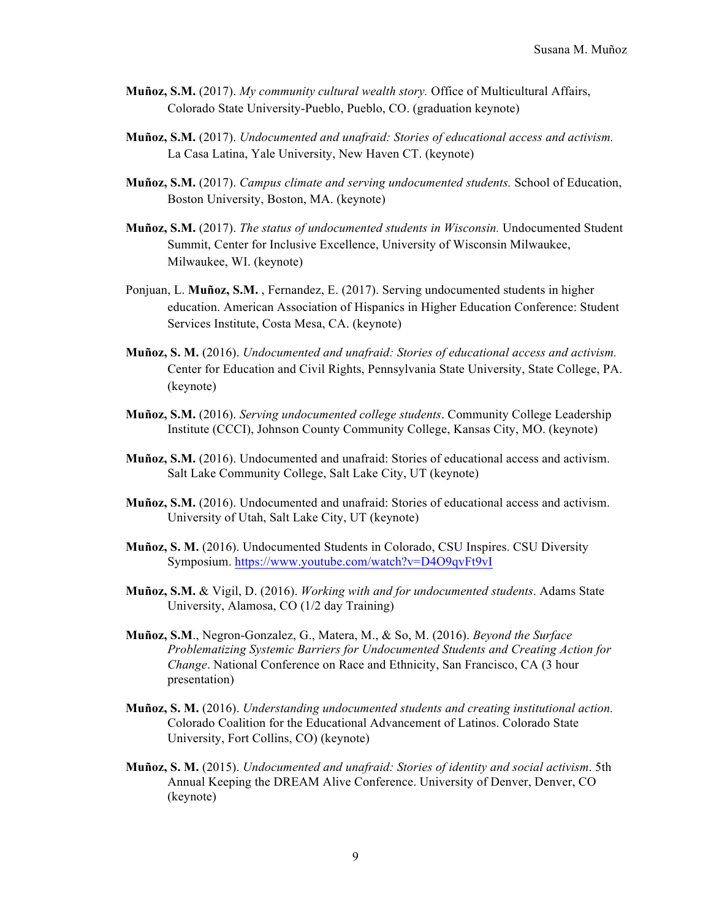**Muñoz, S.M.** (2017). *My community cultural wealth story.* Office of Multicultural Affairs, Colorado State University-Pueblo, Pueblo, CO. (graduation keynote)

**Muñoz, S.M.** (2017). *Undocumented and unafraid: Stories of educational access and activism.* La Casa Latina, Yale University, New Haven CT. (keynote)

**Muñoz, S.M.** (2017). *Campus climate and serving undocumented students.* School of Education, Boston University, Boston, MA. (keynote)

**Muñoz, S.M.** (2017). *The status of undocumented students in Wisconsin.* Undocumented Student Summit, Center for Inclusive Excellence, University of Wisconsin Milwaukee, Milwaukee, WI. (keynote)

Ponjuan, L. **Muñoz, S.M.** , Fernandez, E. (2017). Serving undocumented students in higher education. American Association of Hispanics in Higher Education Conference: Student Services Institute, Costa Mesa, CA. (keynote)

**Muñoz, S. M.** (2016). *Undocumented and unafraid: Stories of educational access and activism.* Center for Education and Civil Rights, Pennsylvania State University, State College, PA. (keynote)

**Muñoz, S.M.** (2016). *Serving undocumented college students*. Community College Leadership Institute (CCCI), Johnson County Community College, Kansas City, MO. (keynote)

**Muñoz, S.M.** (2016). Undocumented and unafraid: Stories of educational access and activism. Salt Lake Community College, Salt Lake City, UT (keynote)

**Muñoz, S.M.** (2016). Undocumented and unafraid: Stories of educational access and activism. University of Utah, Salt Lake City, UT (keynote)

**Muñoz, S. M.** (2016). Undocumented Students in Colorado, CSU Inspires. CSU Diversity Symposium. https://www.youtube.com/watch?v=D4O9qvFt9vI

**Muñoz, S.M.** & Vigil, D. (2016). *Working with and for undocumented students*. Adams State University, Alamosa, CO (1/2 day Training)

**Muñoz, S.M**., Negron-Gonzalez, G., Matera, M., & So, M. (2016). *Beyond the Surface Problematizing Systemic Barriers for Undocumented Students and Creating Action for Change*. National Conference on Race and Ethnicity, San Francisco, CA (3 hour presentation)

**Muñoz, S. M.** (2016). *Understanding undocumented students and creating institutional action.* Colorado Coalition for the Educational Advancement of Latinos. Colorado State University, Fort Collins, CO) (keynote)

**Muñoz, S. M.** (2015). *Undocumented and unafraid: Stories of identity and social activism*. 5th Annual Keeping the DREAM Alive Conference. University of Denver, Denver, CO (keynote)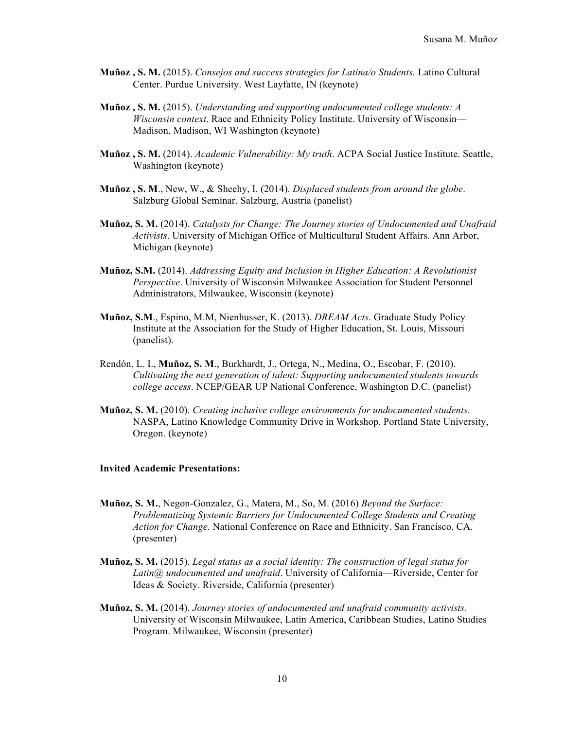**Muñoz , S. M.** (2015). *Consejos and success strategies for Latina/o Students.* Latino Cultural Center. Purdue University. West Layfatte, IN (keynote)

**Muñoz , S. M.** (2015). *Understanding and supporting undocumented college students: A Wisconsin context*. Race and Ethnicity Policy Institute. University of Wisconsin—Madison, Madison, WI Washington (keynote)

**Muñoz , S. M.** (2014). *Academic Vulnerability: My truth*. ACPA Social Justice Institute. Seattle, Washington (keynote)

**Muñoz , S. M**., New, W., & Sheehy, I. (2014). *Displaced students from around the globe*. Salzburg Global Seminar. Salzburg, Austria (panelist)

**Muñoz, S. M.** (2014). *Catalysts for Change: The Journey stories of Undocumented and Unafraid Activists*. University of Michigan Office of Multicultural Student Affairs. Ann Arbor, Michigan (keynote)

**Muñoz, S.M.** (2014). *Addressing Equity and Inclusion in Higher Education: A Revolutionist Perspective*. University of Wisconsin Milwaukee Association for Student Personnel Administrators, Milwaukee, Wisconsin (keynote)

**Muñoz, S.M**., Espino, M.M, Nienhusser, K. (2013). *DREAM Acts*. Graduate Study Policy Institute at the Association for the Study of Higher Education, St. Louis, Missouri (panelist).

Rendón, L. I., **Muñoz, S. M**., Burkhardt, J., Ortega, N., Medina, O., Escobar, F. (2010). *Cultivating the next generation of talent: Supporting undocumented students towards college access*. NCEP/GEAR UP National Conference, Washington D.C. (panelist)

**Muñoz, S. M.** (2010). *Creating inclusive college environments for undocumented students*. NASPA, Latino Knowledge Community Drive in Workshop. Portland State University, Oregon. (keynote)

**Invited Academic Presentations:**

**Muñoz, S. M.**, Negon-Gonzalez, G., Matera, M., So, M. (2016) *Beyond the Surface: Problematizing Systemic Barriers for Undocumented College Students and Creating Action for Change.* National Conference on Race and Ethnicity. San Francisco, CA. (presenter)

**Muñoz, S. M.** (2015). *Legal status as a social identity: The construction of legal status for Latin@ undocumented and unafraid*. University of California—Riverside, Center for Ideas & Society. Riverside, California (presenter)

**Muñoz, S. M.** (2014). *Journey stories of undocumented and unafraid community activists.* University of Wisconsin Milwaukee, Latin America, Caribbean Studies, Latino Studies Program. Milwaukee, Wisconsin (presenter)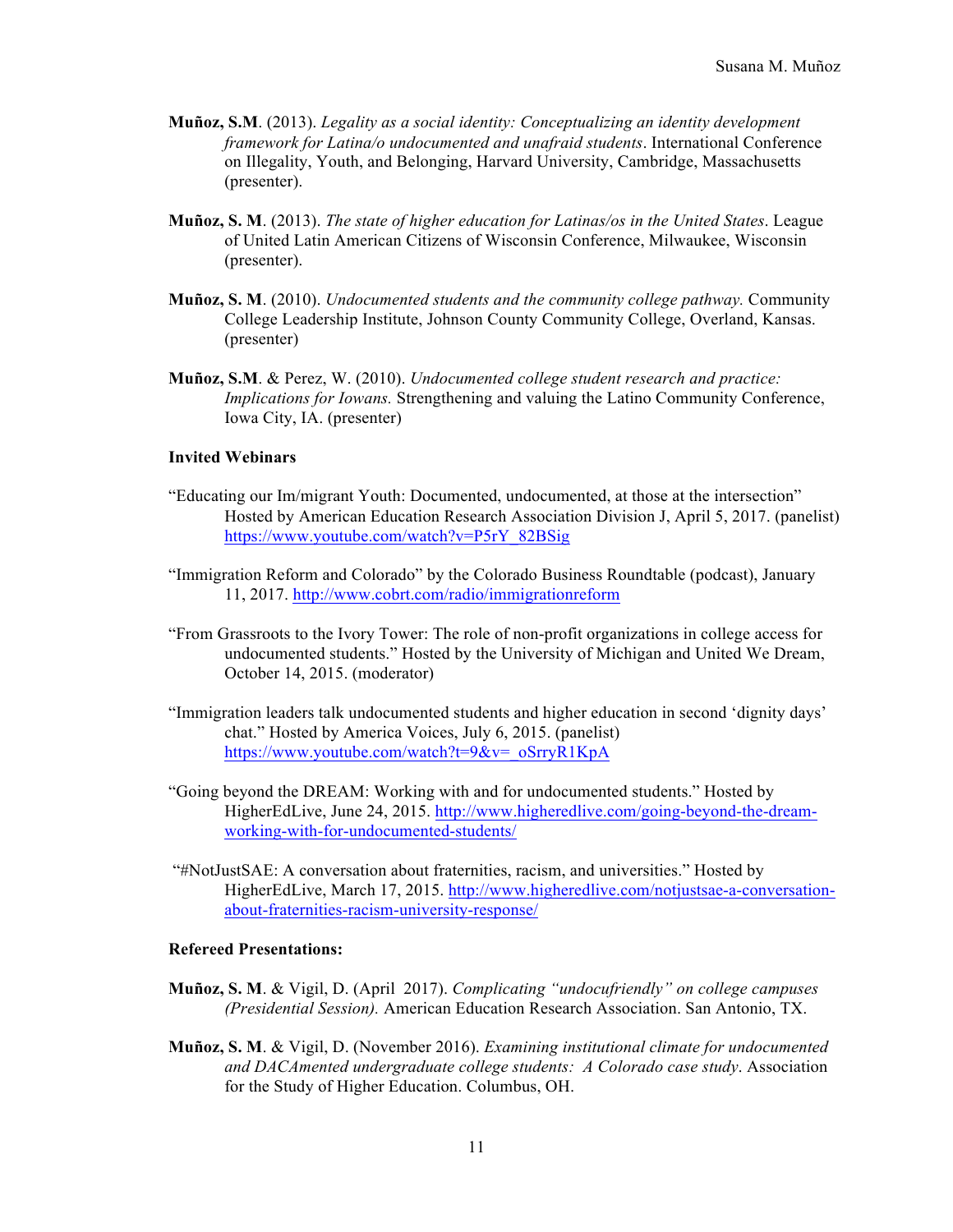**Muñoz, S.M**. (2013). *Legality as a social identity: Conceptualizing an identity development framework for Latina/o undocumented and unafraid students*. International Conference on Illegality, Youth, and Belonging, Harvard University, Cambridge, Massachusetts (presenter).

**Muñoz, S. M**. (2013). *The state of higher education for Latinas/os in the United States*. League of United Latin American Citizens of Wisconsin Conference, Milwaukee, Wisconsin (presenter).

**Muñoz, S. M**. (2010). *Undocumented students and the community college pathway.* Community College Leadership Institute, Johnson County Community College, Overland, Kansas. (presenter)

**Muñoz, S.M**. & Perez, W. (2010). *Undocumented college student research and practice: Implications for Iowans.* Strengthening and valuing the Latino Community Conference, Iowa City, IA. (presenter)

**Invited Webinars**

"Educating our Im/migrant Youth: Documented, undocumented, at those at the intersection" Hosted by American Education Research Association Division J, April 5, 2017. (panelist) https://www.youtube.com/watch?v=P5rY_82BSig

"Immigration Reform and Colorado" by the Colorado Business Roundtable (podcast), January 11, 2017. http://www.cobrt.com/radio/immigrationreform

"From Grassroots to the Ivory Tower: The role of non-profit organizations in college access for undocumented students." Hosted by the University of Michigan and United We Dream, October 14, 2015. (moderator)

"Immigration leaders talk undocumented students and higher education in second 'dignity days' chat." Hosted by America Voices, July 6, 2015. (panelist) https://www.youtube.com/watch?t=9&v=_oSrryR1KpA

"Going beyond the DREAM: Working with and for undocumented students." Hosted by HigherEdLive, June 24, 2015. http://www.higheredlive.com/going-beyond-the-dream-working-with-for-undocumented-students/

"#NotJustSAE: A conversation about fraternities, racism, and universities." Hosted by HigherEdLive, March 17, 2015. http://www.higheredlive.com/notjustsae-a-conversation-about-fraternities-racism-university-response/

**Refereed Presentations:**

**Muñoz, S. M**. & Vigil, D. (April 2017). *Complicating "undocufriendly" on college campuses (Presidential Session).* American Education Research Association. San Antonio, TX.

**Muñoz, S. M**. & Vigil, D. (November 2016). *Examining institutional climate for undocumented and DACAmented undergraduate college students: A Colorado case study*. Association for the Study of Higher Education. Columbus, OH.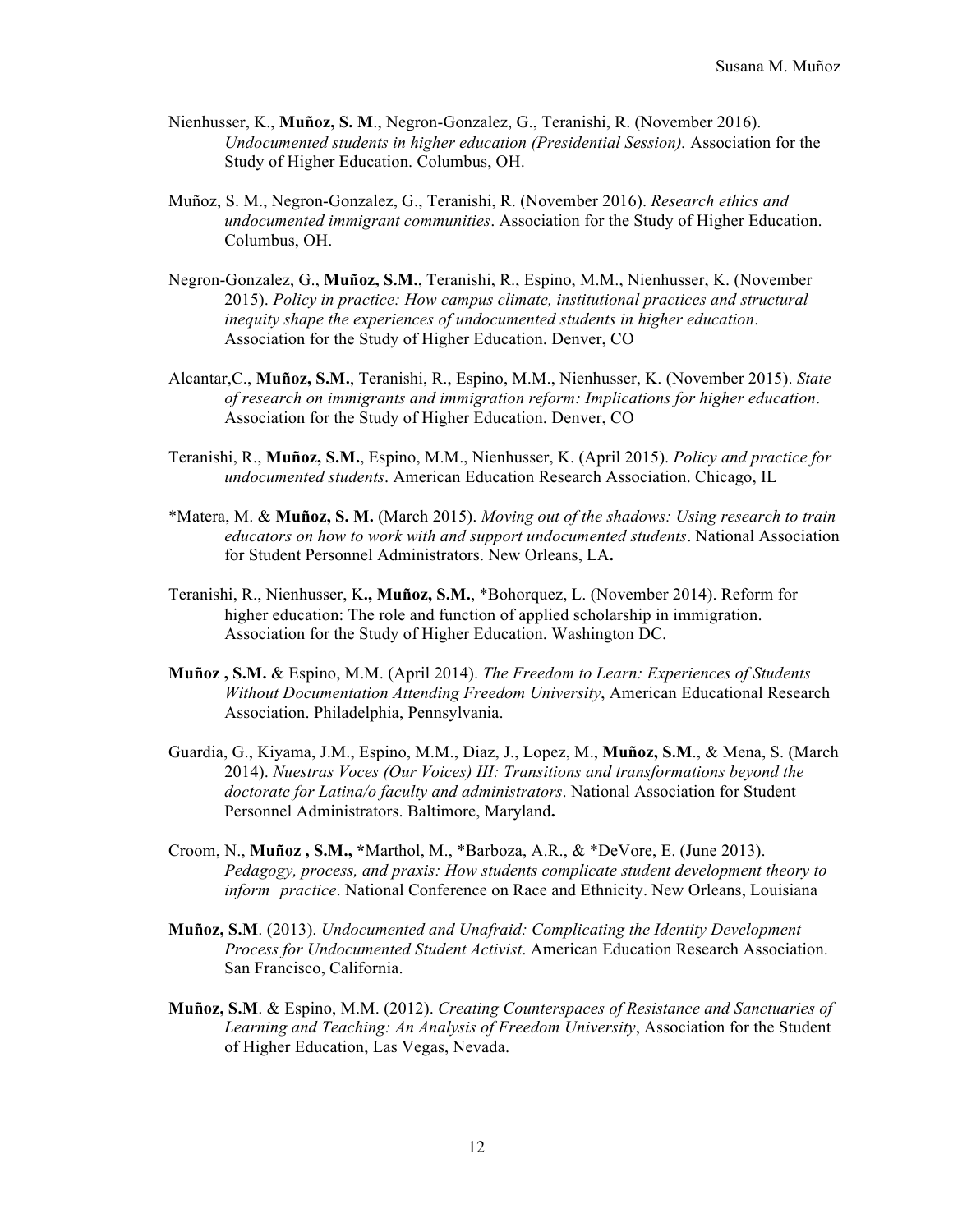Nienhusser, K., **Muñoz, S. M**., Negron-Gonzalez, G., Teranishi, R. (November 2016). *Undocumented students in higher education (Presidential Session).* Association for the Study of Higher Education. Columbus, OH.

Muñoz, S. M., Negron-Gonzalez, G., Teranishi, R. (November 2016). *Research ethics and undocumented immigrant communities*. Association for the Study of Higher Education. Columbus, OH.

Negron-Gonzalez, G., **Muñoz, S.M.**, Teranishi, R., Espino, M.M., Nienhusser, K. (November 2015). *Policy in practice: How campus climate, institutional practices and structural inequity shape the experiences of undocumented students in higher education*. Association for the Study of Higher Education. Denver, CO

Alcantar,C., **Muñoz, S.M.**, Teranishi, R., Espino, M.M., Nienhusser, K. (November 2015). *State of research on immigrants and immigration reform: Implications for higher education*. Association for the Study of Higher Education. Denver, CO

Teranishi, R., **Muñoz, S.M.**, Espino, M.M., Nienhusser, K. (April 2015). *Policy and practice for undocumented students*. American Education Research Association. Chicago, IL

*Matera, M. & **Muñoz, S. M.** (March 2015). *Moving out of the shadows: Using research to train educators on how to work with and support undocumented students*. National Association for Student Personnel Administrators. New Orleans, LA**.**

Teranishi, R., Nienhusser, K**., Muñoz, S.M.**, *Bohorquez, L. (November 2014). Reform for higher education: The role and function of applied scholarship in immigration. Association for the Study of Higher Education. Washington DC.

**Muñoz , S.M.** & Espino, M.M. (April 2014). *The Freedom to Learn: Experiences of Students Without Documentation Attending Freedom University*, American Educational Research Association. Philadelphia, Pennsylvania.

Guardia, G., Kiyama, J.M., Espino, M.M., Diaz, J., Lopez, M., **Muñoz, S.M**., & Mena, S. (March 2014). *Nuestras Voces (Our Voices) III: Transitions and transformations beyond the doctorate for Latina/o faculty and administrators*. National Association for Student Personnel Administrators. Baltimore, Maryland**.**

Croom, N., **Muñoz , S.M., ***Marthol, M., *Barboza, A.R., & *DeVore, E. (June 2013). *Pedagogy, process, and praxis: How students complicate student development theory to inform practice*. National Conference on Race and Ethnicity. New Orleans, Louisiana

**Muñoz, S.M**. (2013). *Undocumented and Unafraid: Complicating the Identity Development Process for Undocumented Student Activist*. American Education Research Association. San Francisco, California.

**Muñoz, S.M**. & Espino, M.M. (2012). *Creating Counterspaces of Resistance and Sanctuaries of Learning and Teaching: An Analysis of Freedom University*, Association for the Student of Higher Education, Las Vegas, Nevada.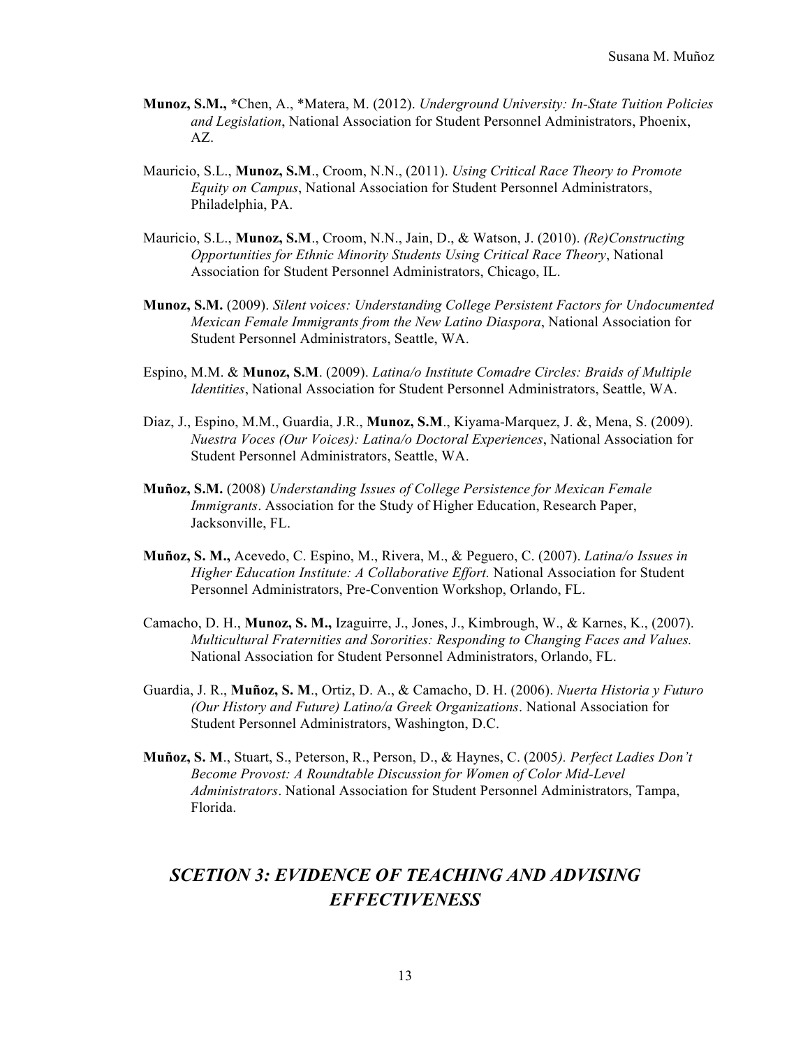**Munoz, S.M.,** *Chen, A., *Matera, M. (2012). *Underground University: In-State Tuition Policies and Legislation*, National Association for Student Personnel Administrators, Phoenix, AZ.

Mauricio, S.L., **Munoz, S.M**., Croom, N.N., (2011). *Using Critical Race Theory to Promote Equity on Campus*, National Association for Student Personnel Administrators, Philadelphia, PA.

Mauricio, S.L., **Munoz, S.M**., Croom, N.N., Jain, D., & Watson, J. (2010). *(Re)Constructing Opportunities for Ethnic Minority Students Using Critical Race Theory*, National Association for Student Personnel Administrators, Chicago, IL.

**Munoz, S.M.** (2009). *Silent voices: Understanding College Persistent Factors for Undocumented Mexican Female Immigrants from the New Latino Diaspora*, National Association for Student Personnel Administrators, Seattle, WA.

Espino, M.M. & **Munoz, S.M**. (2009). *Latina/o Institute Comadre Circles: Braids of Multiple Identities*, National Association for Student Personnel Administrators, Seattle, WA.

Diaz, J., Espino, M.M., Guardia, J.R., **Munoz, S.M**., Kiyama-Marquez, J. &, Mena, S. (2009). *Nuestra Voces (Our Voices): Latina/o Doctoral Experiences*, National Association for Student Personnel Administrators, Seattle, WA.

**Muñoz, S.M.** (2008) *Understanding Issues of College Persistence for Mexican Female Immigrants*. Association for the Study of Higher Education, Research Paper, Jacksonville, FL.

**Muñoz, S. M.,** Acevedo, C. Espino, M., Rivera, M., & Peguero, C. (2007). *Latina/o Issues in Higher Education Institute: A Collaborative Effort.* National Association for Student Personnel Administrators, Pre-Convention Workshop, Orlando, FL.

Camacho, D. H., **Munoz, S. M.,** Izaguirre, J., Jones, J., Kimbrough, W., & Karnes, K., (2007). *Multicultural Fraternities and Sororities: Responding to Changing Faces and Values.* National Association for Student Personnel Administrators, Orlando, FL.

Guardia, J. R., **Muñoz, S. M**., Ortiz, D. A., & Camacho, D. H. (2006). *Nuerta Historia y Futuro (Our History and Future) Latino/a Greek Organizations*. National Association for Student Personnel Administrators, Washington, D.C.

**Muñoz, S. M**., Stuart, S., Peterson, R., Person, D., & Haynes, C. (2005*). Perfect Ladies Don't Become Provost: A Roundtable Discussion for Women of Color Mid-Level Administrators*. National Association for Student Personnel Administrators, Tampa, Florida.

## *SCETION 3: EVIDENCE OF TEACHING AND ADVISING EFFECTIVENESS*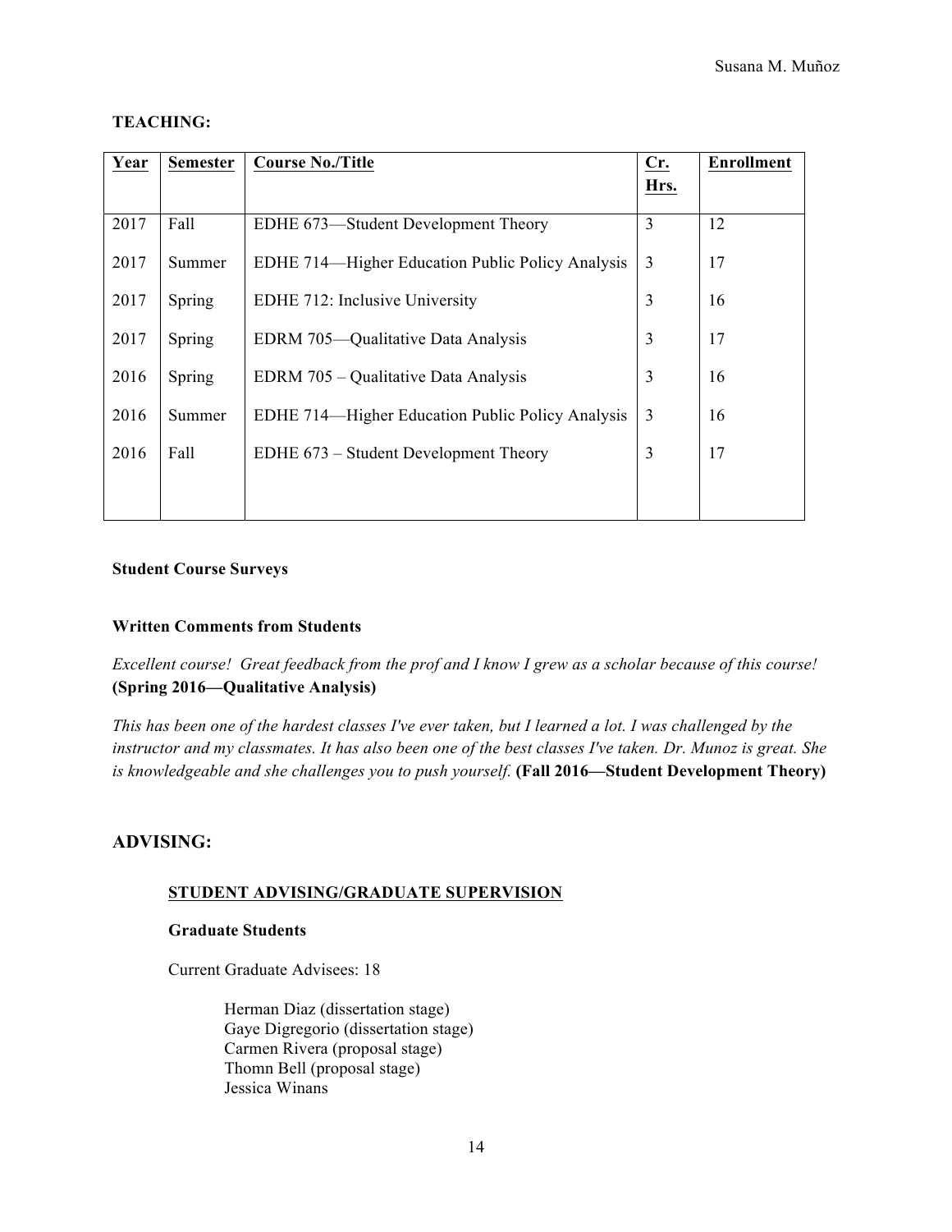## TEACHING:

| Year | Semester | Course No./Title | Cr. Hrs. | Enrollment |
|---|---|---|---|---|
| 2017 | Fall | EDHE 673—Student Development Theory | 3 | 12 |
| 2017 | Summer | EDHE 714—Higher Education Public Policy Analysis | 3 | 17 |
| 2017 | Spring | EDHE 712: Inclusive University | 3 | 16 |
| 2017 | Spring | EDRM 705—Qualitative Data Analysis | 3 | 17 |
| 2016 | Spring | EDRM 705 – Qualitative Data Analysis | 3 | 16 |
| 2016 | Summer | EDHE 714—Higher Education Public Policy Analysis | 3 | 16 |
| 2016 | Fall | EDHE 673 – Student Development Theory | 3 | 17 |
| | | | | |

**Student Course Surveys**

**Written Comments from Students**

*Excellent course! Great feedback from the prof and I know I grew as a scholar because of this course!* **(Spring 2016—Qualitative Analysis)**

*This has been one of the hardest classes I've ever taken, but I learned a lot. I was challenged by the instructor and my classmates. It has also been one of the best classes I've taken. Dr. Munoz is great. She is knowledgeable and she challenges you to push yourself.* **(Fall 2016—Student Development Theory)**

## ADVISING:

### STUDENT ADVISING/GRADUATE SUPERVISION

**Graduate Students**

Current Graduate Advisees: 18

Herman Diaz (dissertation stage)
Gaye Digregorio (dissertation stage)
Carmen Rivera (proposal stage)
Thomn Bell (proposal stage)
Jessica Winans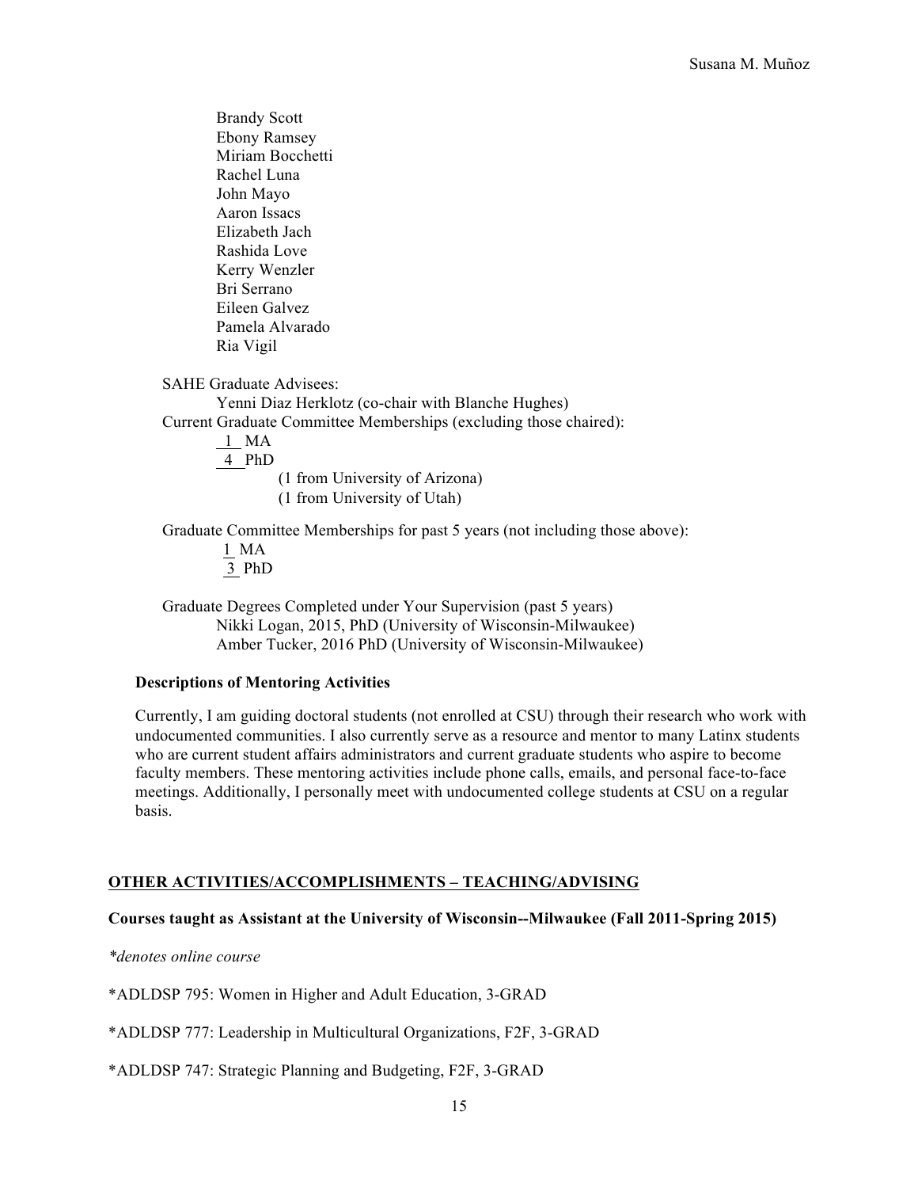Brandy Scott
Ebony Ramsey
Miriam Bocchetti
Rachel Luna
John Mayo
Aaron Issacs
Elizabeth Jach
Rashida Love
Kerry Wenzler
Bri Serrano
Eileen Galvez
Pamela Alvarado
Ria Vigil

SAHE Graduate Advisees:
Yenni Diaz Herklotz (co-chair with Blanche Hughes)

Current Graduate Committee Memberships (excluding those chaired):
1 MA
4 PhD
(1 from University of Arizona)
(1 from University of Utah)

Graduate Committee Memberships for past 5 years (not including those above):
1 MA
3 PhD

Graduate Degrees Completed under Your Supervision (past 5 years)
Nikki Logan, 2015, PhD (University of Wisconsin-Milwaukee)
Amber Tucker, 2016 PhD (University of Wisconsin-Milwaukee)

**Descriptions of Mentoring Activities**

Currently, I am guiding doctoral students (not enrolled at CSU) through their research who work with undocumented communities. I also currently serve as a resource and mentor to many Latinx students who are current student affairs administrators and current graduate students who aspire to become faculty members. These mentoring activities include phone calls, emails, and personal face-to-face meetings. Additionally, I personally meet with undocumented college students at CSU on a regular basis.

## OTHER ACTIVITIES/ACCOMPLISHMENTS – TEACHING/ADVISING

**Courses taught as Assistant at the University of Wisconsin--Milwaukee (Fall 2011-Spring 2015)**

*\*denotes online course*

*ADLDSP 795: Women in Higher and Adult Education, 3-GRAD

*ADLDSP 777: Leadership in Multicultural Organizations, F2F, 3-GRAD

*ADLDSP 747: Strategic Planning and Budgeting, F2F, 3-GRAD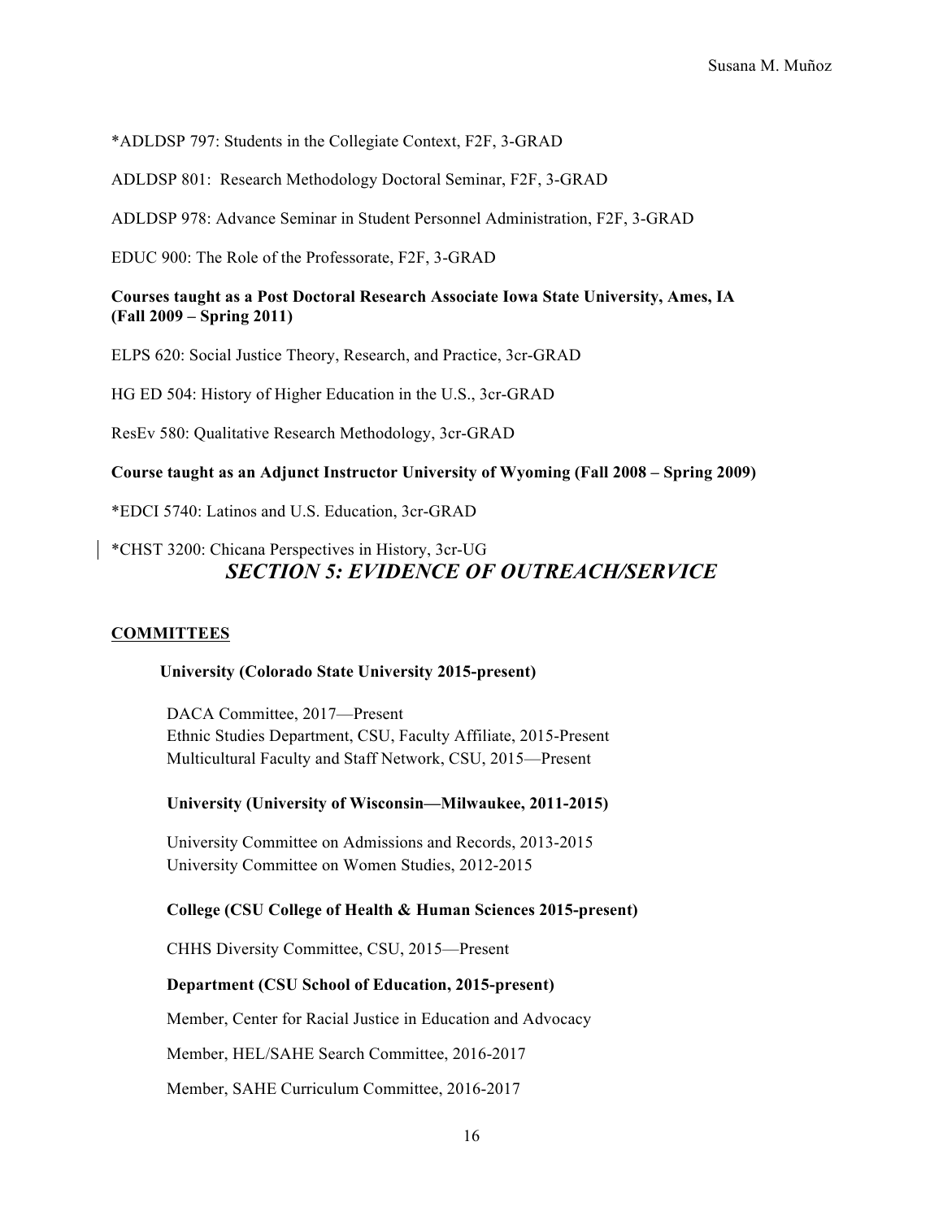*ADLDSP 797: Students in the Collegiate Context, F2F, 3-GRAD

ADLDSP 801: Research Methodology Doctoral Seminar, F2F, 3-GRAD

ADLDSP 978: Advance Seminar in Student Personnel Administration, F2F, 3-GRAD

EDUC 900: The Role of the Professorate, F2F, 3-GRAD

**Courses taught as a Post Doctoral Research Associate Iowa State University, Ames, IA (Fall 2009 – Spring 2011)**

ELPS 620: Social Justice Theory, Research, and Practice, 3cr-GRAD

HG ED 504: History of Higher Education in the U.S., 3cr-GRAD

ResEv 580: Qualitative Research Methodology, 3cr-GRAD

**Course taught as an Adjunct Instructor University of Wyoming (Fall 2008 – Spring 2009)**

*EDCI 5740: Latinos and U.S. Education, 3cr-GRAD

*CHST 3200: Chicana Perspectives in History, 3cr-UG

## *SECTION 5: EVIDENCE OF OUTREACH/SERVICE*

### COMMITTEES

**University (Colorado State University 2015-present)**

DACA Committee, 2017—Present
Ethnic Studies Department, CSU, Faculty Affiliate, 2015-Present
Multicultural Faculty and Staff Network, CSU, 2015—Present

**University (University of Wisconsin—Milwaukee, 2011-2015)**

University Committee on Admissions and Records, 2013-2015
University Committee on Women Studies, 2012-2015

**College (CSU College of Health & Human Sciences 2015-present)**

CHHS Diversity Committee, CSU, 2015—Present

**Department (CSU School of Education, 2015-present)**

Member, Center for Racial Justice in Education and Advocacy

Member, HEL/SAHE Search Committee, 2016-2017

Member, SAHE Curriculum Committee, 2016-2017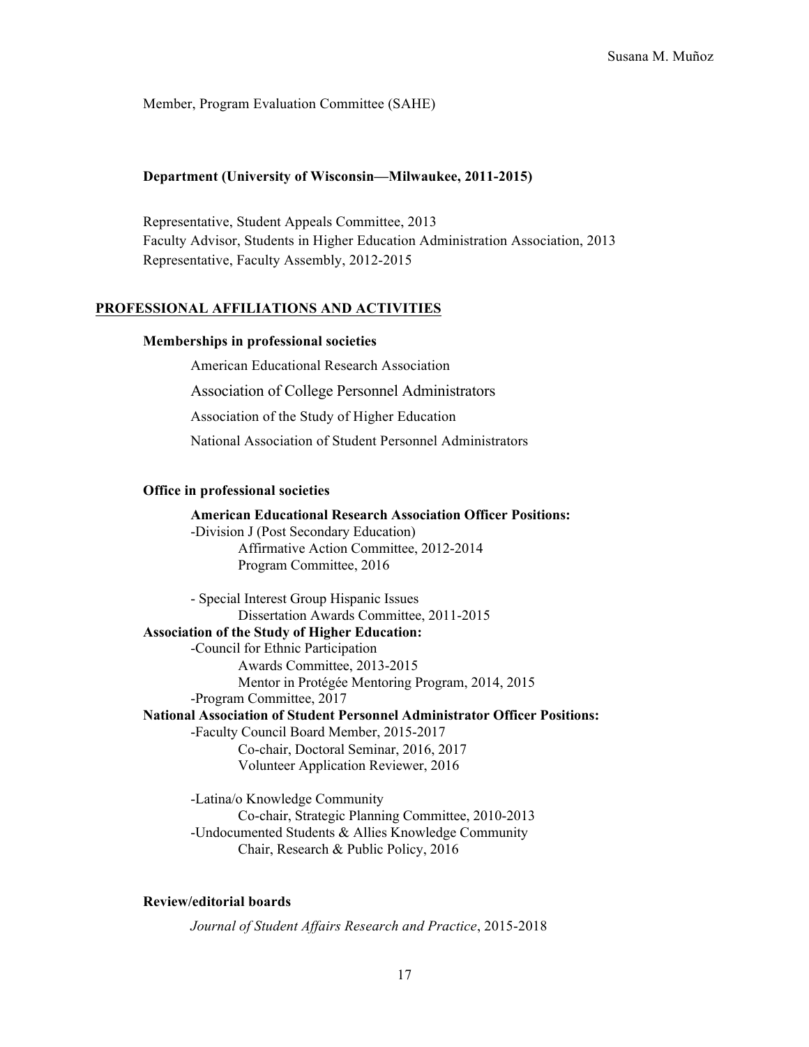Member, Program Evaluation Committee (SAHE)

**Department (University of Wisconsin—Milwaukee, 2011-2015)**

Representative, Student Appeals Committee, 2013
Faculty Advisor, Students in Higher Education Administration Association, 2013
Representative, Faculty Assembly, 2012-2015

## PROFESSIONAL AFFILIATIONS AND ACTIVITIES

**Memberships in professional societies**

American Educational Research Association

Association of College Personnel Administrators

Association of the Study of Higher Education

National Association of Student Personnel Administrators

**Office in professional societies**

**American Educational Research Association Officer Positions:**
-Division J (Post Secondary Education)
Affirmative Action Committee, 2012-2014
Program Committee, 2016

- Special Interest Group Hispanic Issues
Dissertation Awards Committee, 2011-2015

**Association of the Study of Higher Education:**
-Council for Ethnic Participation
Awards Committee, 2013-2015
Mentor in Protégée Mentoring Program, 2014, 2015
-Program Committee, 2017

**National Association of Student Personnel Administrator Officer Positions:**
-Faculty Council Board Member, 2015-2017
Co-chair, Doctoral Seminar, 2016, 2017
Volunteer Application Reviewer, 2016

-Latina/o Knowledge Community
Co-chair, Strategic Planning Committee, 2010-2013
-Undocumented Students & Allies Knowledge Community
Chair, Research & Public Policy, 2016

**Review/editorial boards**

*Journal of Student Affairs Research and Practice*, 2015-2018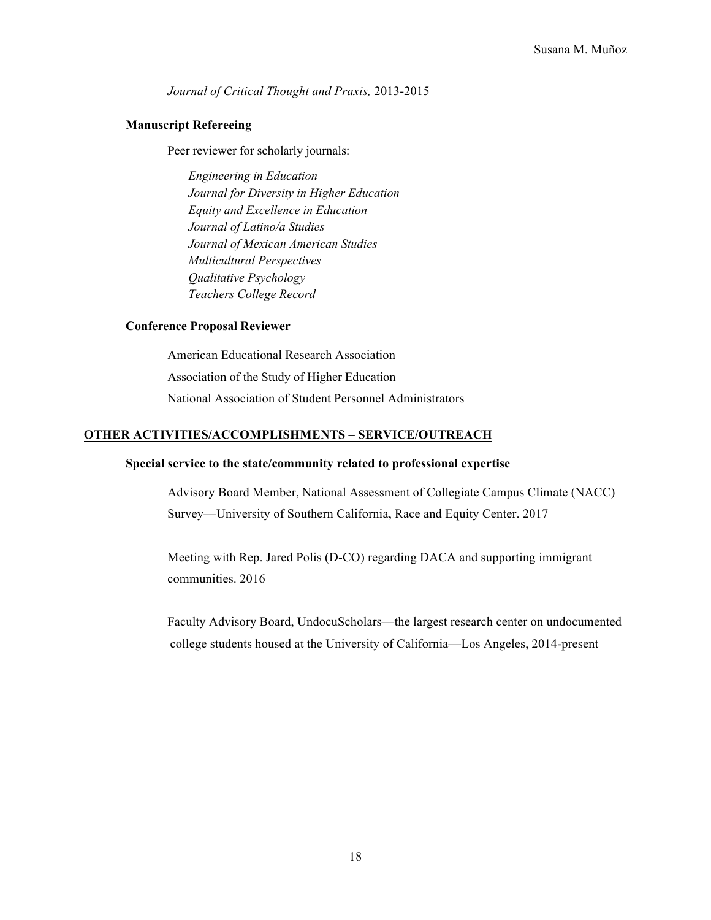*Journal of Critical Thought and Praxis,* 2013-2015

### Manuscript Refereeing

Peer reviewer for scholarly journals:

*Engineering in Education*
*Journal for Diversity in Higher Education*
*Equity and Excellence in Education*
*Journal of Latino/a Studies*
*Journal of Mexican American Studies*
*Multicultural Perspectives*
*Qualitative Psychology*
*Teachers College Record*

### Conference Proposal Reviewer

American Educational Research Association

Association of the Study of Higher Education

National Association of Student Personnel Administrators

## OTHER ACTIVITIES/ACCOMPLISHMENTS – SERVICE/OUTREACH

### Special service to the state/community related to professional expertise

Advisory Board Member, National Assessment of Collegiate Campus Climate (NACC) Survey—University of Southern California, Race and Equity Center. 2017

Meeting with Rep. Jared Polis (D-CO) regarding DACA and supporting immigrant communities. 2016

Faculty Advisory Board, UndocuScholars—the largest research center on undocumented college students housed at the University of California—Los Angeles, 2014-present